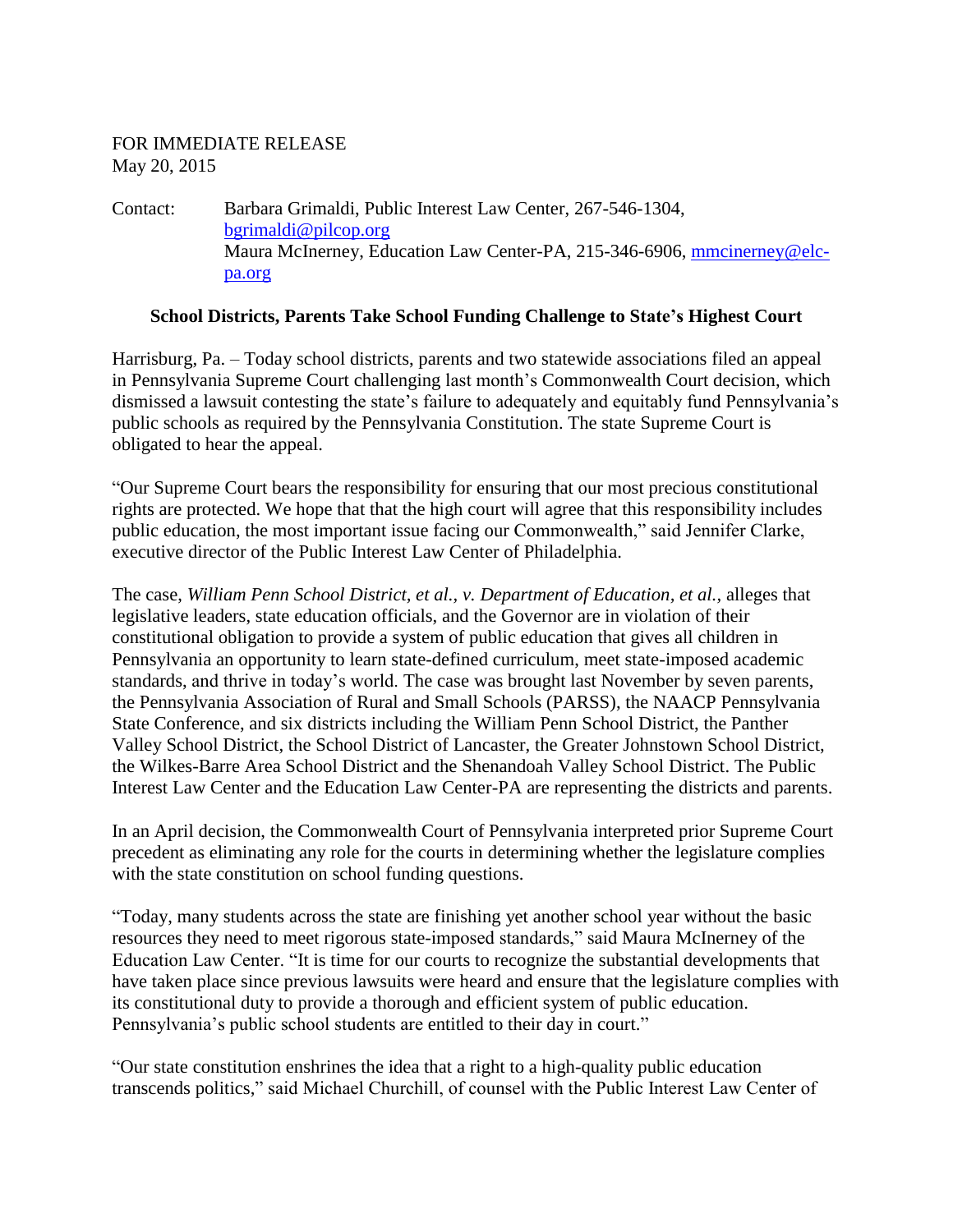FOR IMMEDIATE RELEASE
May 20, 2015

Contact: Barbara Grimaldi, Public Interest Law Center, 267-546-1304, bgrimaldi@pilcop.org
Maura McInerney, Education Law Center-PA, 215-346-6906, mmcinerney@elc-pa.org

**School Districts, Parents Take School Funding Challenge to State's Highest Court**

Harrisburg, Pa. – Today school districts, parents and two statewide associations filed an appeal in Pennsylvania Supreme Court challenging last month's Commonwealth Court decision, which dismissed a lawsuit contesting the state's failure to adequately and equitably fund Pennsylvania's public schools as required by the Pennsylvania Constitution. The state Supreme Court is obligated to hear the appeal.

"Our Supreme Court bears the responsibility for ensuring that our most precious constitutional rights are protected. We hope that that the high court will agree that this responsibility includes public education, the most important issue facing our Commonwealth," said Jennifer Clarke, executive director of the Public Interest Law Center of Philadelphia.

The case, *William Penn School District, et al., v. Department of Education, et al.,* alleges that legislative leaders, state education officials, and the Governor are in violation of their constitutional obligation to provide a system of public education that gives all children in Pennsylvania an opportunity to learn state-defined curriculum, meet state-imposed academic standards, and thrive in today's world. The case was brought last November by seven parents, the Pennsylvania Association of Rural and Small Schools (PARSS), the NAACP Pennsylvania State Conference, and six districts including the William Penn School District, the Panther Valley School District, the School District of Lancaster, the Greater Johnstown School District, the Wilkes-Barre Area School District and the Shenandoah Valley School District. The Public Interest Law Center and the Education Law Center-PA are representing the districts and parents.

In an April decision, the Commonwealth Court of Pennsylvania interpreted prior Supreme Court precedent as eliminating any role for the courts in determining whether the legislature complies with the state constitution on school funding questions.

"Today, many students across the state are finishing yet another school year without the basic resources they need to meet rigorous state-imposed standards," said Maura McInerney of the Education Law Center. "It is time for our courts to recognize the substantial developments that have taken place since previous lawsuits were heard and ensure that the legislature complies with its constitutional duty to provide a thorough and efficient system of public education. Pennsylvania's public school students are entitled to their day in court."

"Our state constitution enshrines the idea that a right to a high-quality public education transcends politics," said Michael Churchill, of counsel with the Public Interest Law Center of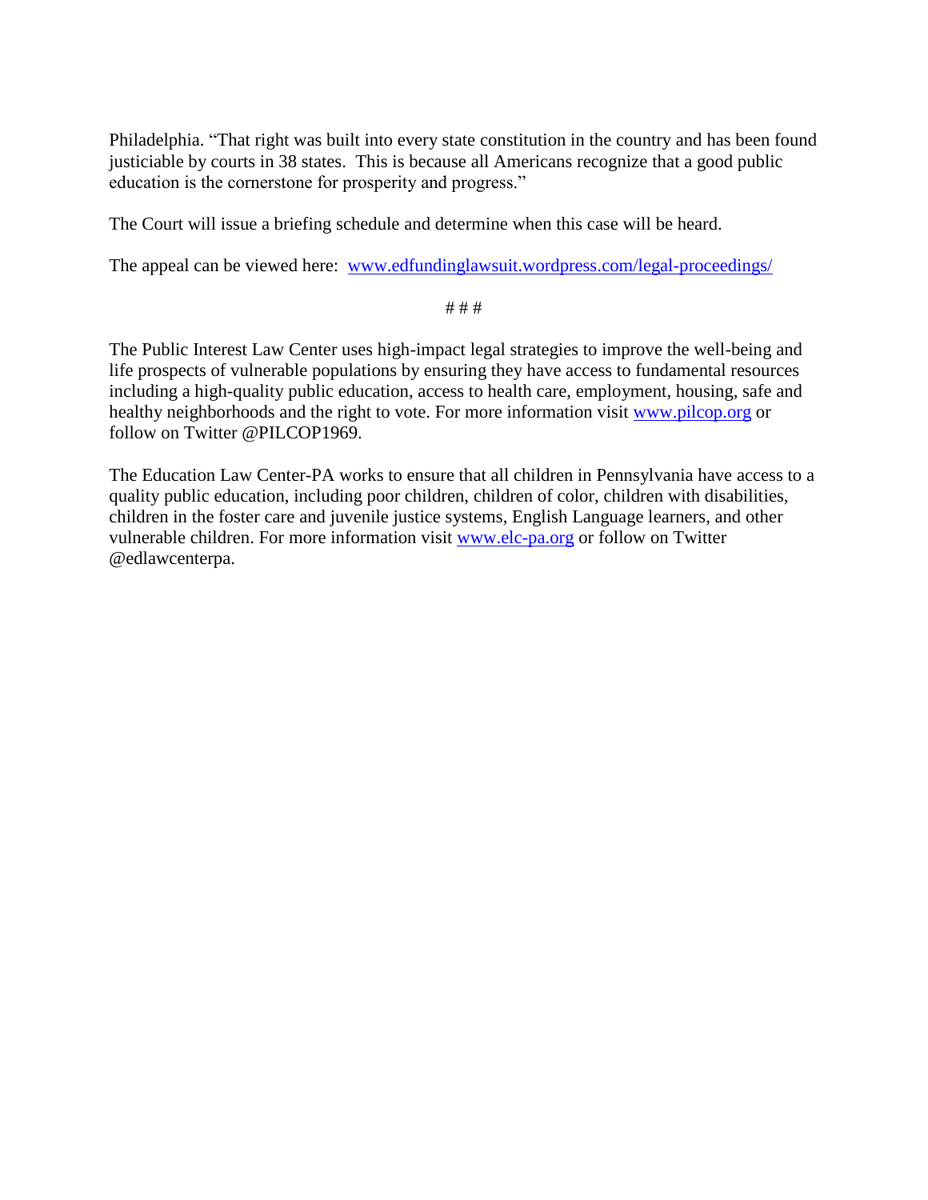Philadelphia. "That right was built into every state constitution in the country and has been found justiciable by courts in 38 states. This is because all Americans recognize that a good public education is the cornerstone for prosperity and progress."

The Court will issue a briefing schedule and determine when this case will be heard.

The appeal can be viewed here: www.edfundinglawsuit.wordpress.com/legal-proceedings/

# # #

The Public Interest Law Center uses high-impact legal strategies to improve the well-being and life prospects of vulnerable populations by ensuring they have access to fundamental resources including a high-quality public education, access to health care, employment, housing, safe and healthy neighborhoods and the right to vote. For more information visit www.pilcop.org or follow on Twitter @PILCOP1969.

The Education Law Center-PA works to ensure that all children in Pennsylvania have access to a quality public education, including poor children, children of color, children with disabilities, children in the foster care and juvenile justice systems, English Language learners, and other vulnerable children. For more information visit www.elc-pa.org or follow on Twitter @edlawcenterpa.